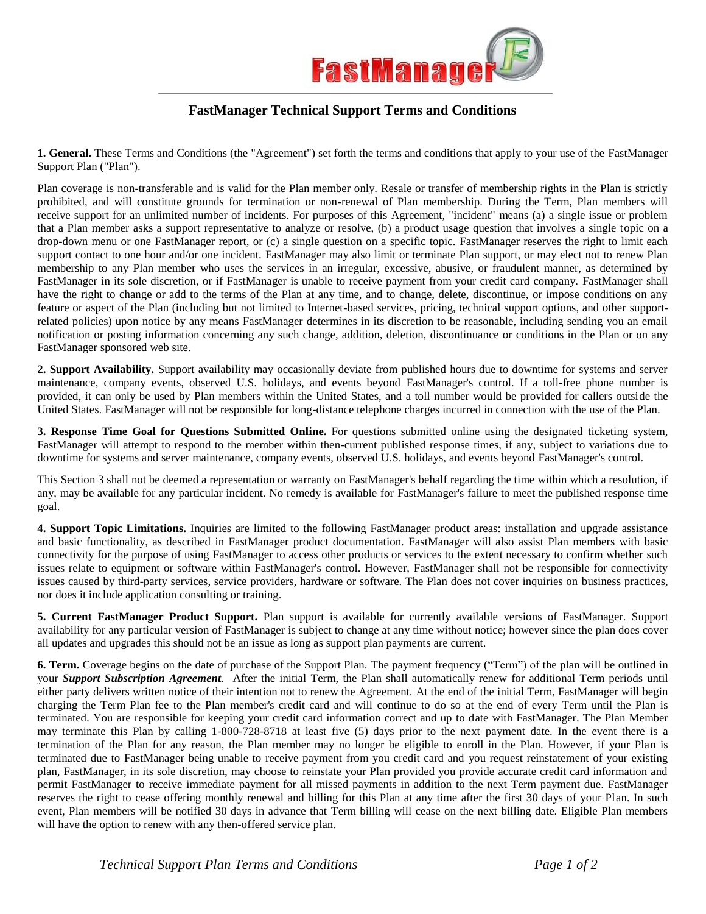# FastManager Technical Support Terms and Conditions

**1. General.** These Terms and Conditions (the "Agreement") set forth the terms and conditions that apply to your use of the FastManager Support Plan ("Plan").

Plan coverage is non-transferable and is valid for the Plan member only. Resale or transfer of membership rights in the Plan is strictly prohibited, and will constitute grounds for termination or non-renewal of Plan membership. During the Term, Plan members will receive support for an unlimited number of incidents. For purposes of this Agreement, "incident" means (a) a single issue or problem that a Plan member asks a support representative to analyze or resolve, (b) a product usage question that involves a single topic on a drop-down menu or one FastManager report, or (c) a single question on a specific topic. FastManager reserves the right to limit each support contact to one hour and/or one incident. FastManager may also limit or terminate Plan support, or may elect not to renew Plan membership to any Plan member who uses the services in an irregular, excessive, abusive, or fraudulent manner, as determined by FastManager in its sole discretion, or if FastManager is unable to receive payment from your credit card company. FastManager shall have the right to change or add to the terms of the Plan at any time, and to change, delete, discontinue, or impose conditions on any feature or aspect of the Plan (including but not limited to Internet-based services, pricing, technical support options, and other support-related policies) upon notice by any means FastManager determines in its discretion to be reasonable, including sending you an email notification or posting information concerning any such change, addition, deletion, discontinuance or conditions in the Plan or on any FastManager sponsored web site.

**2. Support Availability.** Support availability may occasionally deviate from published hours due to downtime for systems and server maintenance, company events, observed U.S. holidays, and events beyond FastManager's control. If a toll-free phone number is provided, it can only be used by Plan members within the United States, and a toll number would be provided for callers outside the United States. FastManager will not be responsible for long-distance telephone charges incurred in connection with the use of the Plan.

**3. Response Time Goal for Questions Submitted Online.** For questions submitted online using the designated ticketing system, FastManager will attempt to respond to the member within then-current published response times, if any, subject to variations due to downtime for systems and server maintenance, company events, observed U.S. holidays, and events beyond FastManager's control.

This Section 3 shall not be deemed a representation or warranty on FastManager's behalf regarding the time within which a resolution, if any, may be available for any particular incident. No remedy is available for FastManager's failure to meet the published response time goal.

**4. Support Topic Limitations.** Inquiries are limited to the following FastManager product areas: installation and upgrade assistance and basic functionality, as described in FastManager product documentation. FastManager will also assist Plan members with basic connectivity for the purpose of using FastManager to access other products or services to the extent necessary to confirm whether such issues relate to equipment or software within FastManager's control. However, FastManager shall not be responsible for connectivity issues caused by third-party services, service providers, hardware or software. The Plan does not cover inquiries on business practices, nor does it include application consulting or training.

**5. Current FastManager Product Support.** Plan support is available for currently available versions of FastManager. Support availability for any particular version of FastManager is subject to change at any time without notice; however since the plan does cover all updates and upgrades this should not be an issue as long as support plan payments are current.

**6. Term.** Coverage begins on the date of purchase of the Support Plan. The payment frequency ("Term") of the plan will be outlined in your ***Support Subscription Agreement***. After the initial Term, the Plan shall automatically renew for additional Term periods until either party delivers written notice of their intention not to renew the Agreement. At the end of the initial Term, FastManager will begin charging the Term Plan fee to the Plan member's credit card and will continue to do so at the end of every Term until the Plan is terminated. You are responsible for keeping your credit card information correct and up to date with FastManager. The Plan Member may terminate this Plan by calling 1-800-728-8718 at least five (5) days prior to the next payment date. In the event there is a termination of the Plan for any reason, the Plan member may no longer be eligible to enroll in the Plan. However, if your Plan is terminated due to FastManager being unable to receive payment from you credit card and you request reinstatement of your existing plan, FastManager, in its sole discretion, may choose to reinstate your Plan provided you provide accurate credit card information and permit FastManager to receive immediate payment for all missed payments in addition to the next Term payment due. FastManager reserves the right to cease offering monthly renewal and billing for this Plan at any time after the first 30 days of your Plan. In such event, Plan members will be notified 30 days in advance that Term billing will cease on the next billing date. Eligible Plan members will have the option to renew with any then-offered service plan.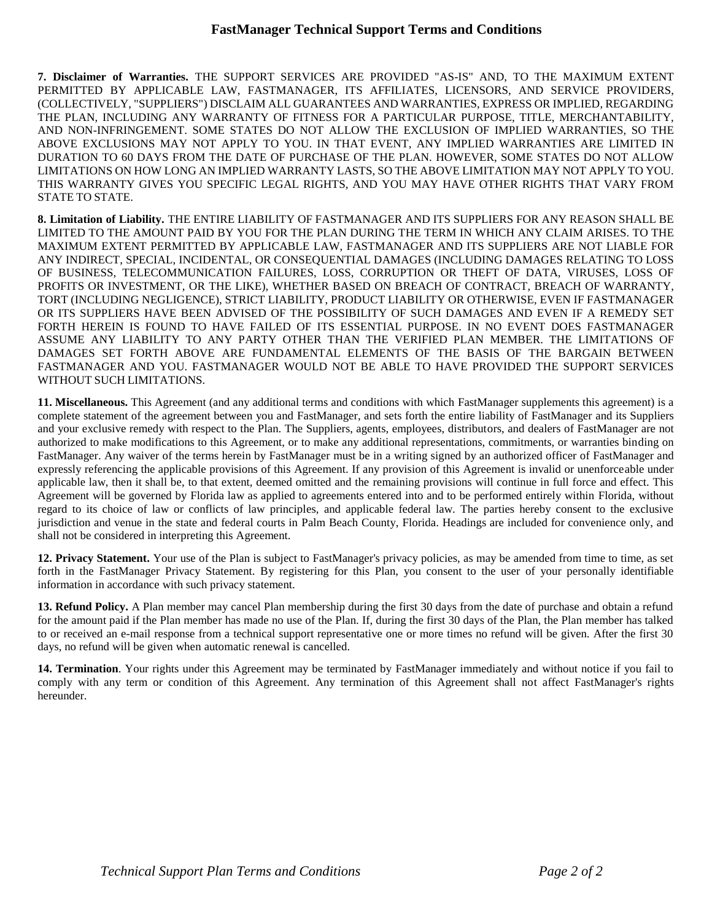# FastManager Technical Support Terms and Conditions

**7. Disclaimer of Warranties.** THE SUPPORT SERVICES ARE PROVIDED "AS-IS" AND, TO THE MAXIMUM EXTENT PERMITTED BY APPLICABLE LAW, FASTMANAGER, ITS AFFILIATES, LICENSORS, AND SERVICE PROVIDERS, (COLLECTIVELY, "SUPPLIERS") DISCLAIM ALL GUARANTEES AND WARRANTIES, EXPRESS OR IMPLIED, REGARDING THE PLAN, INCLUDING ANY WARRANTY OF FITNESS FOR A PARTICULAR PURPOSE, TITLE, MERCHANTABILITY, AND NON-INFRINGEMENT. SOME STATES DO NOT ALLOW THE EXCLUSION OF IMPLIED WARRANTIES, SO THE ABOVE EXCLUSIONS MAY NOT APPLY TO YOU. IN THAT EVENT, ANY IMPLIED WARRANTIES ARE LIMITED IN DURATION TO 60 DAYS FROM THE DATE OF PURCHASE OF THE PLAN. HOWEVER, SOME STATES DO NOT ALLOW LIMITATIONS ON HOW LONG AN IMPLIED WARRANTY LASTS, SO THE ABOVE LIMITATION MAY NOT APPLY TO YOU. THIS WARRANTY GIVES YOU SPECIFIC LEGAL RIGHTS, AND YOU MAY HAVE OTHER RIGHTS THAT VARY FROM STATE TO STATE.

**8. Limitation of Liability.** THE ENTIRE LIABILITY OF FASTMANAGER AND ITS SUPPLIERS FOR ANY REASON SHALL BE LIMITED TO THE AMOUNT PAID BY YOU FOR THE PLAN DURING THE TERM IN WHICH ANY CLAIM ARISES. TO THE MAXIMUM EXTENT PERMITTED BY APPLICABLE LAW, FASTMANAGER AND ITS SUPPLIERS ARE NOT LIABLE FOR ANY INDIRECT, SPECIAL, INCIDENTAL, OR CONSEQUENTIAL DAMAGES (INCLUDING DAMAGES RELATING TO LOSS OF BUSINESS, TELECOMMUNICATION FAILURES, LOSS, CORRUPTION OR THEFT OF DATA, VIRUSES, LOSS OF PROFITS OR INVESTMENT, OR THE LIKE), WHETHER BASED ON BREACH OF CONTRACT, BREACH OF WARRANTY, TORT (INCLUDING NEGLIGENCE), STRICT LIABILITY, PRODUCT LIABILITY OR OTHERWISE, EVEN IF FASTMANAGER OR ITS SUPPLIERS HAVE BEEN ADVISED OF THE POSSIBILITY OF SUCH DAMAGES AND EVEN IF A REMEDY SET FORTH HEREIN IS FOUND TO HAVE FAILED OF ITS ESSENTIAL PURPOSE. IN NO EVENT DOES FASTMANAGER ASSUME ANY LIABILITY TO ANY PARTY OTHER THAN THE VERIFIED PLAN MEMBER. THE LIMITATIONS OF DAMAGES SET FORTH ABOVE ARE FUNDAMENTAL ELEMENTS OF THE BASIS OF THE BARGAIN BETWEEN FASTMANAGER AND YOU. FASTMANAGER WOULD NOT BE ABLE TO HAVE PROVIDED THE SUPPORT SERVICES WITHOUT SUCH LIMITATIONS.

**11. Miscellaneous.** This Agreement (and any additional terms and conditions with which FastManager supplements this agreement) is a complete statement of the agreement between you and FastManager, and sets forth the entire liability of FastManager and its Suppliers and your exclusive remedy with respect to the Plan. The Suppliers, agents, employees, distributors, and dealers of FastManager are not authorized to make modifications to this Agreement, or to make any additional representations, commitments, or warranties binding on FastManager. Any waiver of the terms herein by FastManager must be in a writing signed by an authorized officer of FastManager and expressly referencing the applicable provisions of this Agreement. If any provision of this Agreement is invalid or unenforceable under applicable law, then it shall be, to that extent, deemed omitted and the remaining provisions will continue in full force and effect. This Agreement will be governed by Florida law as applied to agreements entered into and to be performed entirely within Florida, without regard to its choice of law or conflicts of law principles, and applicable federal law. The parties hereby consent to the exclusive jurisdiction and venue in the state and federal courts in Palm Beach County, Florida. Headings are included for convenience only, and shall not be considered in interpreting this Agreement.

**12. Privacy Statement.** Your use of the Plan is subject to FastManager's privacy policies, as may be amended from time to time, as set forth in the FastManager Privacy Statement. By registering for this Plan, you consent to the user of your personally identifiable information in accordance with such privacy statement.

**13. Refund Policy.** A Plan member may cancel Plan membership during the first 30 days from the date of purchase and obtain a refund for the amount paid if the Plan member has made no use of the Plan. If, during the first 30 days of the Plan, the Plan member has talked to or received an e-mail response from a technical support representative one or more times no refund will be given. After the first 30 days, no refund will be given when automatic renewal is cancelled.

**14. Termination**. Your rights under this Agreement may be terminated by FastManager immediately and without notice if you fail to comply with any term or condition of this Agreement. Any termination of this Agreement shall not affect FastManager's rights hereunder.